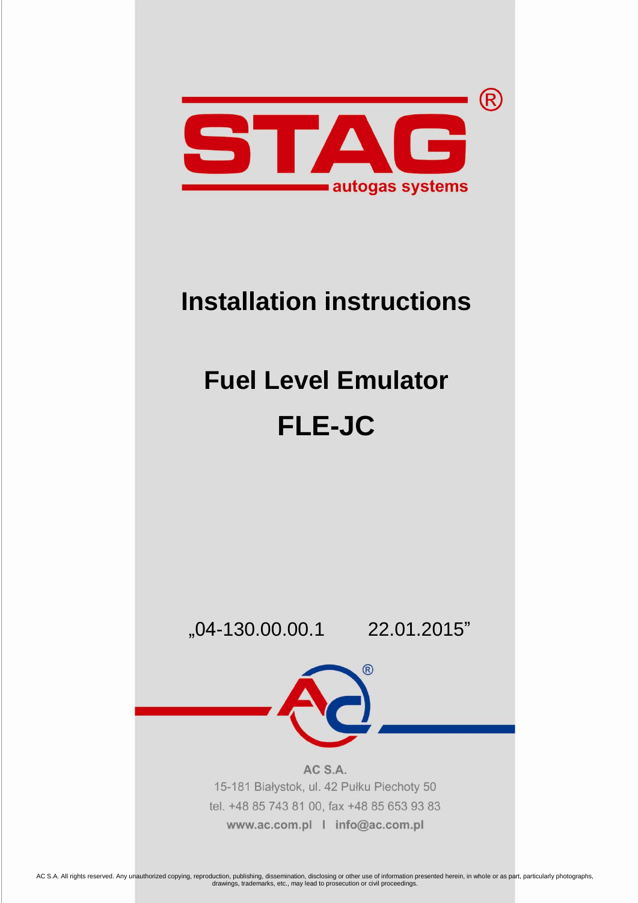STAG®

autogas systems

# Installation instructions

# Fuel Level Emulator

# FLE-JC

„04-130.00.00.1 22.01.2015"

**AC S.A.**

15-181 Białystok, ul. 42 Pułku Piechoty 50

tel. +48 85 743 81 00, fax +48 85 653 93 83

**www.ac.com.pl I info@ac.com.pl**

AC S.A. All rights reserved. Any unauthorized copying, reproduction, publishing, dissemination, disclosing or other use of information presented herein, in whole or as part, particularly photographs, drawings, trademarks, etc., may lead to prosecution or civil proceedings.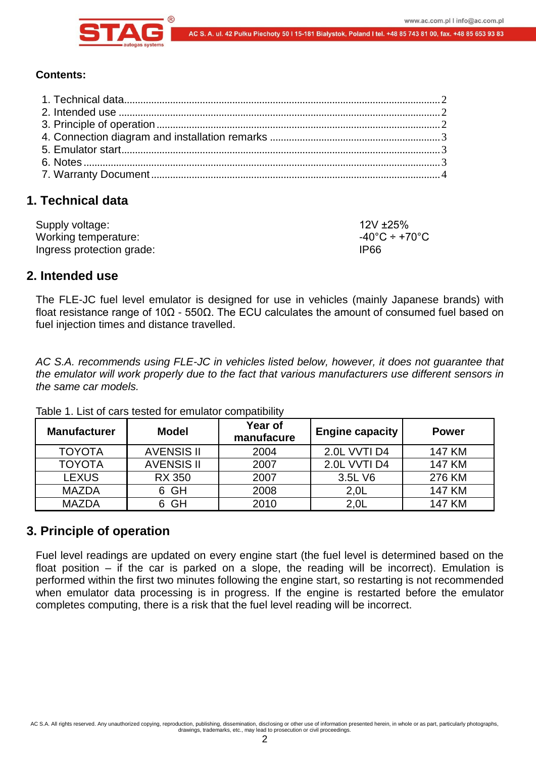**Contents:**

1. Technical data.......................................................................................................2
2. Intended use .........................................................................................................2
3. Principle of operation ............................................................................................2
4. Connection diagram and installation remarks ........................................................3
5. Emulator start........................................................................................................3
6. Notes ....................................................................................................................3
7. Warranty Document...............................................................................................4

## 1. Technical data

| | |
|---|---|
| Supply voltage: | 12V ±25% |
| Working temperature: | -40°C ÷ +70°C |
| Ingress protection grade: | IP66 |

## 2. Intended use

The FLE-JC fuel level emulator is designed for use in vehicles (mainly Japanese brands) with float resistance range of 10Ω - 550Ω. The ECU calculates the amount of consumed fuel based on fuel injection times and distance travelled.

*AC S.A. recommends using FLE-JC in vehicles listed below, however, it does not guarantee that the emulator will work properly due to the fact that various manufacturers use different sensors in the same car models.*

Table 1. List of cars tested for emulator compatibility

| Manufacturer | Model | Year of manufacure | Engine capacity | Power |
|---|---|---|---|---|
| TOYOTA | AVENSIS II | 2004 | 2.0L VVTI D4 | 147 KM |
| TOYOTA | AVENSIS II | 2007 | 2.0L VVTI D4 | 147 KM |
| LEXUS | RX 350 | 2007 | 3.5L V6 | 276 KM |
| MAZDA | 6 GH | 2008 | 2,0L | 147 KM |
| MAZDA | 6 GH | 2010 | 2,0L | 147 KM |

## 3. Principle of operation

Fuel level readings are updated on every engine start (the fuel level is determined based on the float position – if the car is parked on a slope, the reading will be incorrect). Emulation is performed within the first two minutes following the engine start, so restarting is not recommended when emulator data processing is in progress. If the engine is restarted before the emulator completes computing, there is a risk that the fuel level reading will be incorrect.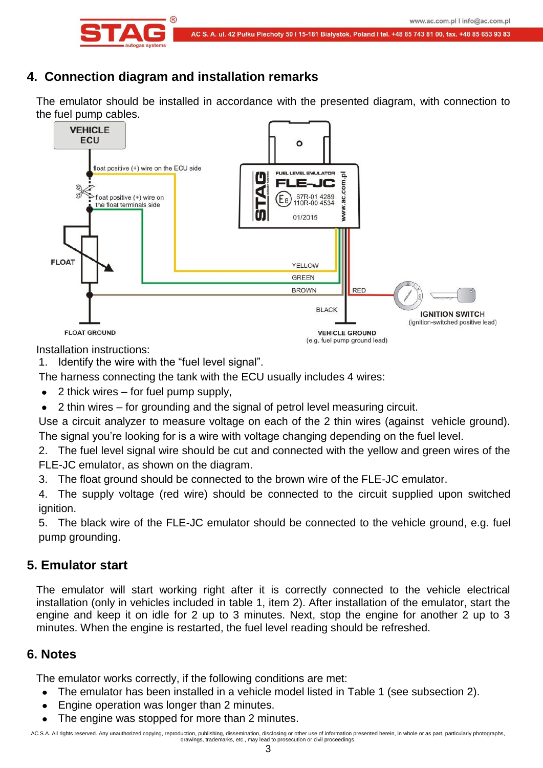## 4. Connection diagram and installation remarks

The emulator should be installed in accordance with the presented diagram, with connection to the fuel pump cables.

Installation instructions:

1. Identify the wire with the "fuel level signal".

The harness connecting the tank with the ECU usually includes 4 wires:

- 2 thick wires – for fuel pump supply,
- 2 thin wires – for grounding and the signal of petrol level measuring circuit.

Use a circuit analyzer to measure voltage on each of the 2 thin wires (against vehicle ground). The signal you're looking for is a wire with voltage changing depending on the fuel level.

2. The fuel level signal wire should be cut and connected with the yellow and green wires of the FLE-JC emulator, as shown on the diagram.
3. The float ground should be connected to the brown wire of the FLE-JC emulator.
4. The supply voltage (red wire) should be connected to the circuit supplied upon switched ignition.
5. The black wire of the FLE-JC emulator should be connected to the vehicle ground, e.g. fuel pump grounding.

## 5. Emulator start

The emulator will start working right after it is correctly connected to the vehicle electrical installation (only in vehicles included in table 1, item 2). After installation of the emulator, start the engine and keep it on idle for 2 up to 3 minutes. Next, stop the engine for another 2 up to 3 minutes. When the engine is restarted, the fuel level reading should be refreshed.

## 6. Notes

The emulator works correctly, if the following conditions are met:

- The emulator has been installed in a vehicle model listed in Table 1 (see subsection 2).
- Engine operation was longer than 2 minutes.
- The engine was stopped for more than 2 minutes.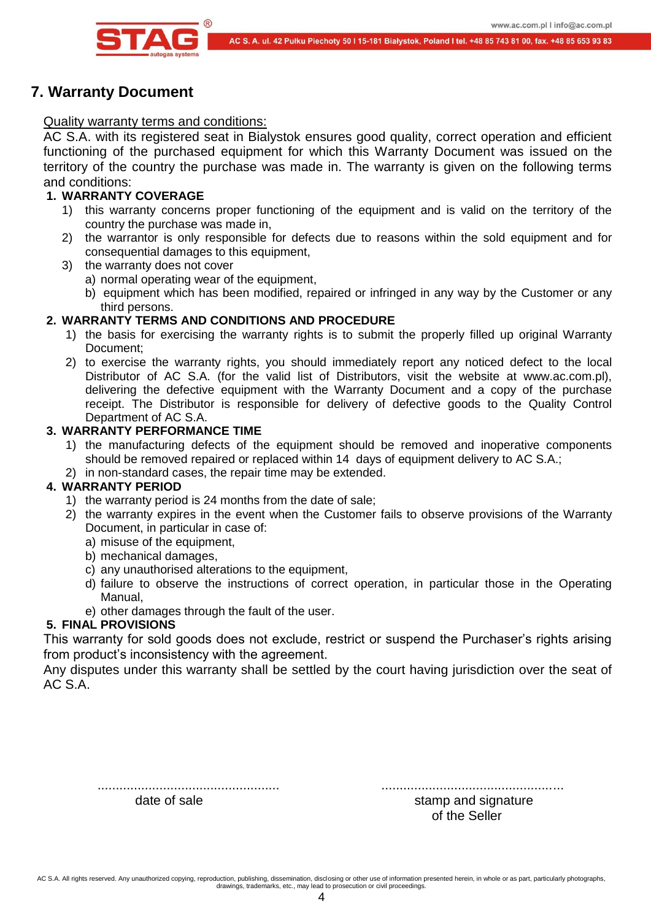## 7. Warranty Document

Quality warranty terms and conditions:

AC S.A. with its registered seat in Bialystok ensures good quality, correct operation and efficient functioning of the purchased equipment for which this Warranty Document was issued on the territory of the country the purchase was made in. The warranty is given on the following terms and conditions:

**1. WARRANTY COVERAGE**

1) this warranty concerns proper functioning of the equipment and is valid on the territory of the country the purchase was made in,
2) the warrantor is only responsible for defects due to reasons within the sold equipment and for consequential damages to this equipment,
3) the warranty does not cover
   a) normal operating wear of the equipment,
   b) equipment which has been modified, repaired or infringed in any way by the Customer or any third persons.

**2. WARRANTY TERMS AND CONDITIONS AND PROCEDURE**

1) the basis for exercising the warranty rights is to submit the properly filled up original Warranty Document;
2) to exercise the warranty rights, you should immediately report any noticed defect to the local Distributor of AC S.A. (for the valid list of Distributors, visit the website at www.ac.com.pl), delivering the defective equipment with the Warranty Document and a copy of the purchase receipt. The Distributor is responsible for delivery of defective goods to the Quality Control Department of AC S.A.

**3. WARRANTY PERFORMANCE TIME**

1) the manufacturing defects of the equipment should be removed and inoperative components should be removed repaired or replaced within 14 days of equipment delivery to AC S.A.;
2) in non-standard cases, the repair time may be extended.

**4. WARRANTY PERIOD**

1) the warranty period is 24 months from the date of sale;
2) the warranty expires in the event when the Customer fails to observe provisions of the Warranty Document, in particular in case of:
   a) misuse of the equipment,
   b) mechanical damages,
   c) any unauthorised alterations to the equipment,
   d) failure to observe the instructions of correct operation, in particular those in the Operating Manual,
   e) other damages through the fault of the user.

**5. FINAL PROVISIONS**

This warranty for sold goods does not exclude, restrict or suspend the Purchaser's rights arising from product's inconsistency with the agreement.

Any disputes under this warranty shall be settled by the court having jurisdiction over the seat of AC S.A.

| | |
|---|---|
| .................................................. | .................................................. |
| date of sale | stamp and signature of the Seller |

AC S.A. All rights reserved. Any unauthorized copying, reproduction, publishing, dissemination, disclosing or other use of information presented herein, in whole or as part, particularly photographs, drawings, trademarks, etc., may lead to prosecution or civil proceedings.